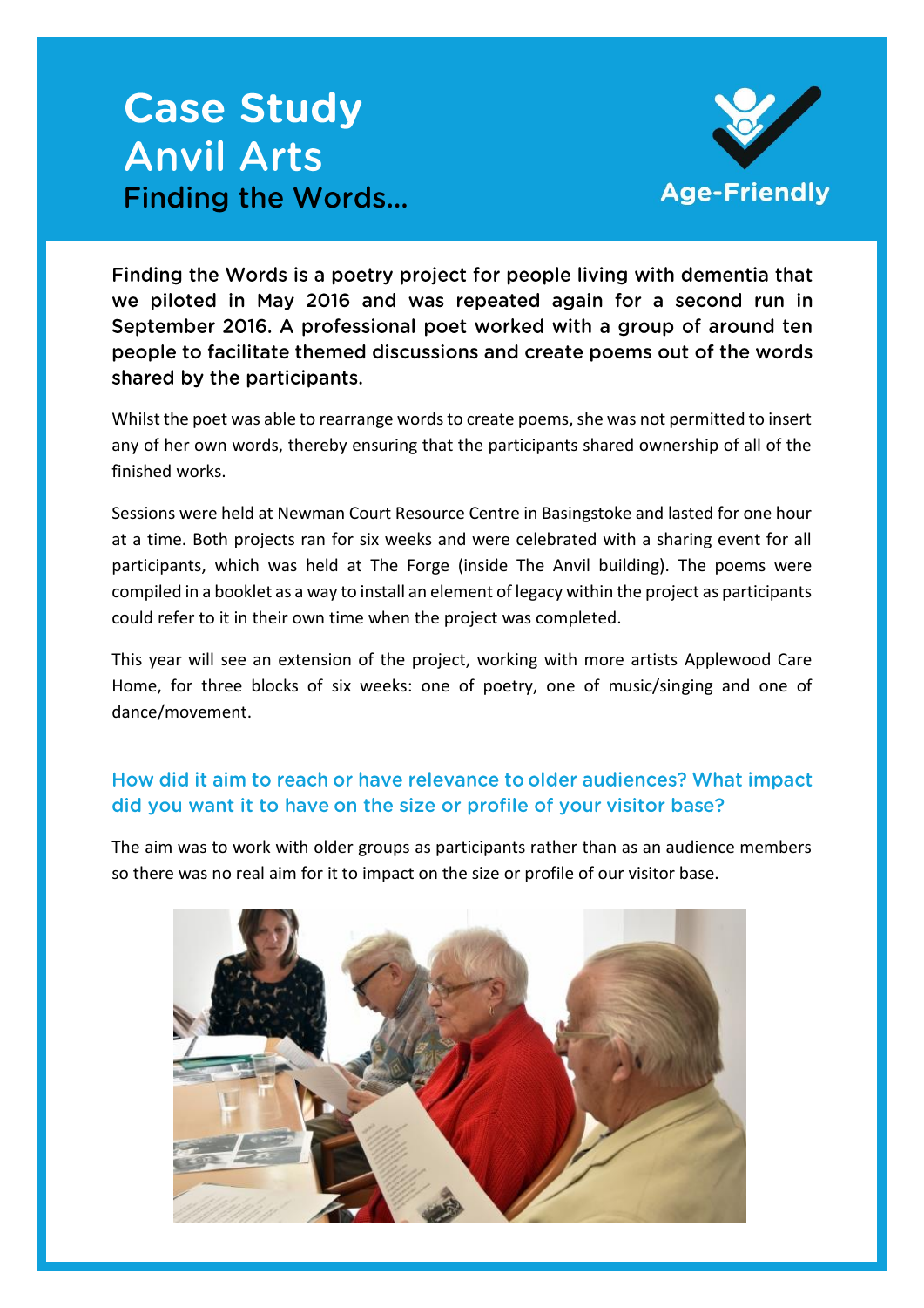# Case Study
# Anvil Arts
## Finding the Words...

Age-Friendly

**Finding the Words is a poetry project for people living with dementia that we piloted in May 2016 and was repeated again for a second run in September 2016. A professional poet worked with a group of around ten people to facilitate themed discussions and create poems out of the words shared by the participants.**

Whilst the poet was able to rearrange words to create poems, she was not permitted to insert any of her own words, thereby ensuring that the participants shared ownership of all of the finished works.

Sessions were held at Newman Court Resource Centre in Basingstoke and lasted for one hour at a time. Both projects ran for six weeks and were celebrated with a sharing event for all participants, which was held at The Forge (inside The Anvil building). The poems were compiled in a booklet as a way to install an element of legacy within the project as participants could refer to it in their own time when the project was completed.

This year will see an extension of the project, working with more artists Applewood Care Home, for three blocks of six weeks: one of poetry, one of music/singing and one of dance/movement.

### How did it aim to reach or have relevance to older audiences? What impact did you want it to have on the size or profile of your visitor base?

The aim was to work with older groups as participants rather than as an audience members so there was no real aim for it to impact on the size or profile of our visitor base.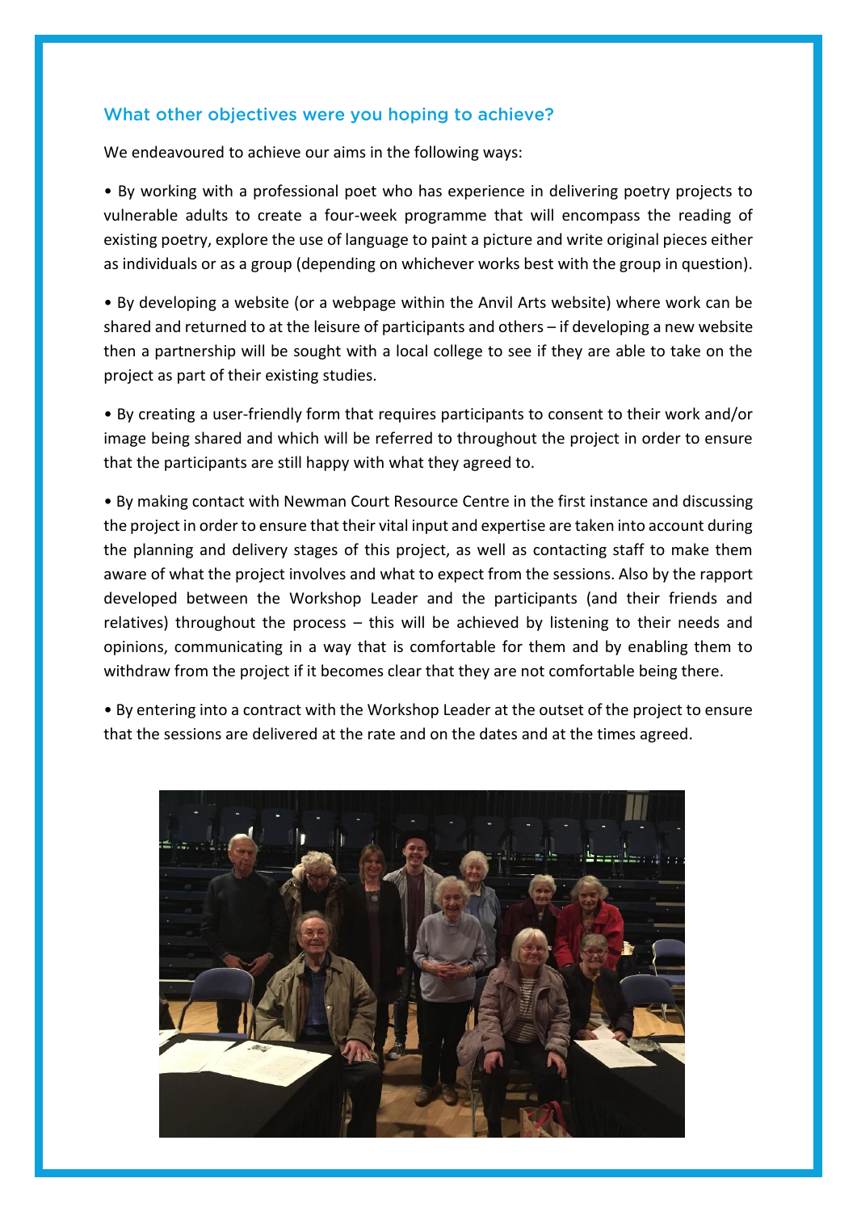## What other objectives were you hoping to achieve?

We endeavoured to achieve our aims in the following ways:

- By working with a professional poet who has experience in delivering poetry projects to vulnerable adults to create a four-week programme that will encompass the reading of existing poetry, explore the use of language to paint a picture and write original pieces either as individuals or as a group (depending on whichever works best with the group in question).

- By developing a website (or a webpage within the Anvil Arts website) where work can be shared and returned to at the leisure of participants and others – if developing a new website then a partnership will be sought with a local college to see if they are able to take on the project as part of their existing studies.

- By creating a user-friendly form that requires participants to consent to their work and/or image being shared and which will be referred to throughout the project in order to ensure that the participants are still happy with what they agreed to.

- By making contact with Newman Court Resource Centre in the first instance and discussing the project in order to ensure that their vital input and expertise are taken into account during the planning and delivery stages of this project, as well as contacting staff to make them aware of what the project involves and what to expect from the sessions. Also by the rapport developed between the Workshop Leader and the participants (and their friends and relatives) throughout the process – this will be achieved by listening to their needs and opinions, communicating in a way that is comfortable for them and by enabling them to withdraw from the project if it becomes clear that they are not comfortable being there.

- By entering into a contract with the Workshop Leader at the outset of the project to ensure that the sessions are delivered at the rate and on the dates and at the times agreed.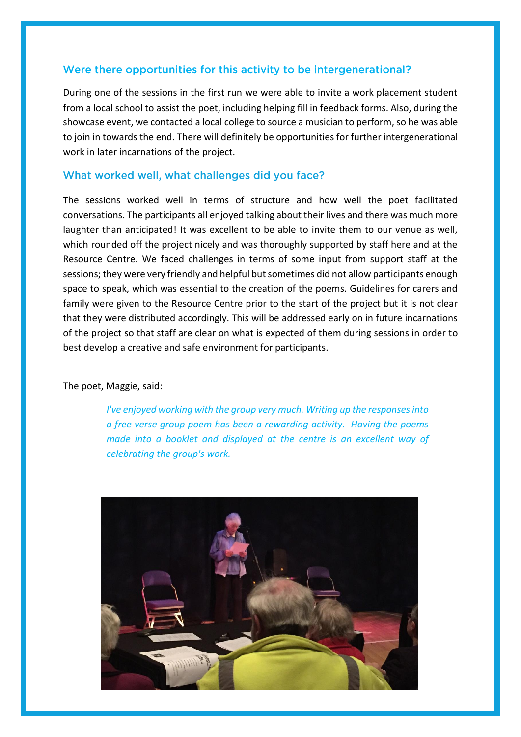## Were there opportunities for this activity to be intergenerational?

During one of the sessions in the first run we were able to invite a work placement student from a local school to assist the poet, including helping fill in feedback forms. Also, during the showcase event, we contacted a local college to source a musician to perform, so he was able to join in towards the end. There will definitely be opportunities for further intergenerational work in later incarnations of the project.

## What worked well, what challenges did you face?

The sessions worked well in terms of structure and how well the poet facilitated conversations. The participants all enjoyed talking about their lives and there was much more laughter than anticipated! It was excellent to be able to invite them to our venue as well, which rounded off the project nicely and was thoroughly supported by staff here and at the Resource Centre. We faced challenges in terms of some input from support staff at the sessions; they were very friendly and helpful but sometimes did not allow participants enough space to speak, which was essential to the creation of the poems. Guidelines for carers and family were given to the Resource Centre prior to the start of the project but it is not clear that they were distributed accordingly. This will be addressed early on in future incarnations of the project so that staff are clear on what is expected of them during sessions in order to best develop a creative and safe environment for participants.

The poet, Maggie, said:

> *I've enjoyed working with the group very much. Writing up the responses into a free verse group poem has been a rewarding activity. Having the poems made into a booklet and displayed at the centre is an excellent way of celebrating the group's work.*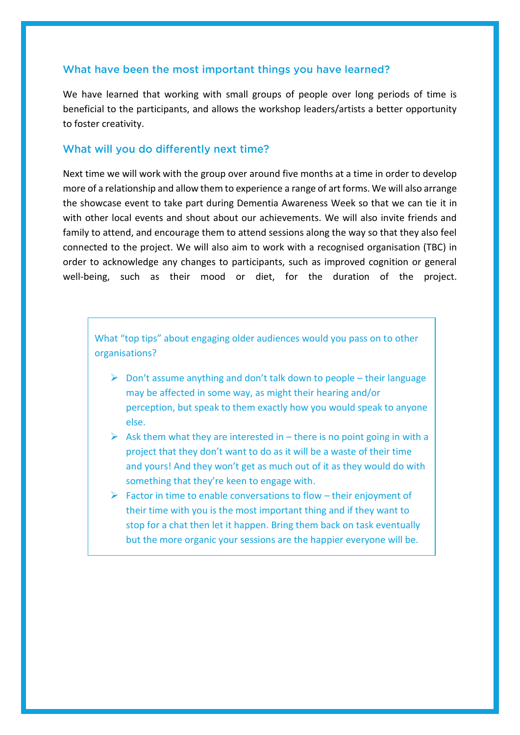## What have been the most important things you have learned?

We have learned that working with small groups of people over long periods of time is beneficial to the participants, and allows the workshop leaders/artists a better opportunity to foster creativity.

## What will you do differently next time?

Next time we will work with the group over around five months at a time in order to develop more of a relationship and allow them to experience a range of art forms. We will also arrange the showcase event to take part during Dementia Awareness Week so that we can tie it in with other local events and shout about our achievements. We will also invite friends and family to attend, and encourage them to attend sessions along the way so that they also feel connected to the project. We will also aim to work with a recognised organisation (TBC) in order to acknowledge any changes to participants, such as improved cognition or general well-being, such as their mood or diet, for the duration of the project.

What "top tips" about engaging older audiences would you pass on to other organisations?

- Don't assume anything and don't talk down to people – their language may be affected in some way, as might their hearing and/or perception, but speak to them exactly how you would speak to anyone else.
- Ask them what they are interested in – there is no point going in with a project that they don't want to do as it will be a waste of their time and yours! And they won't get as much out of it as they would do with something that they're keen to engage with.
- Factor in time to enable conversations to flow – their enjoyment of their time with you is the most important thing and if they want to stop for a chat then let it happen. Bring them back on task eventually but the more organic your sessions are the happier everyone will be.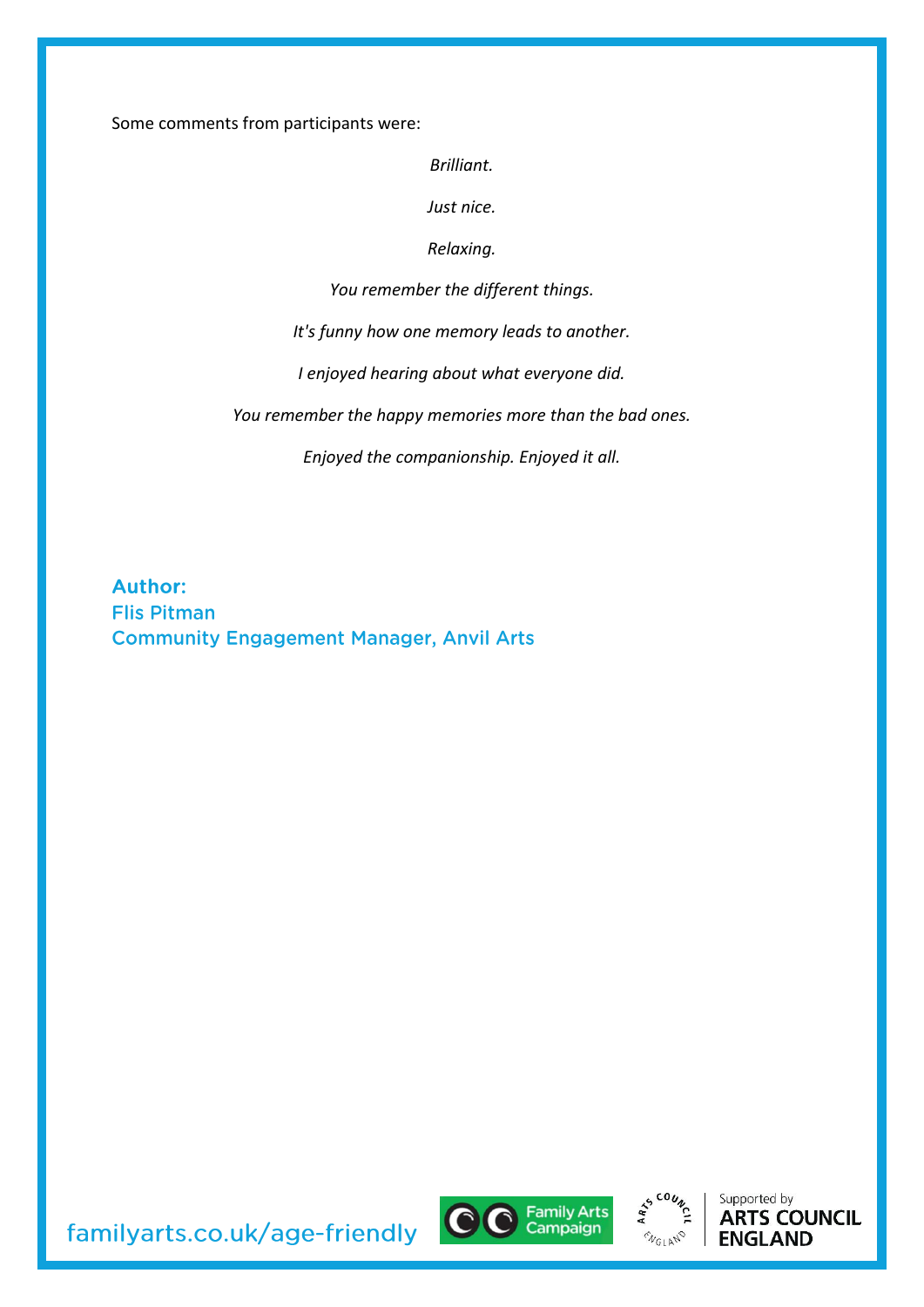Some comments from participants were:

*Brilliant.*

*Just nice.*

*Relaxing.*

*You remember the different things.*

*It's funny how one memory leads to another.*

*I enjoyed hearing about what everyone did.*

*You remember the happy memories more than the bad ones.*

*Enjoyed the companionship. Enjoyed it all.*

**Author:**
Flis Pitman
Community Engagement Manager, Anvil Arts

familyarts.co.uk/age-friendly

Family Arts Campaign

Supported by ARTS COUNCIL ENGLAND